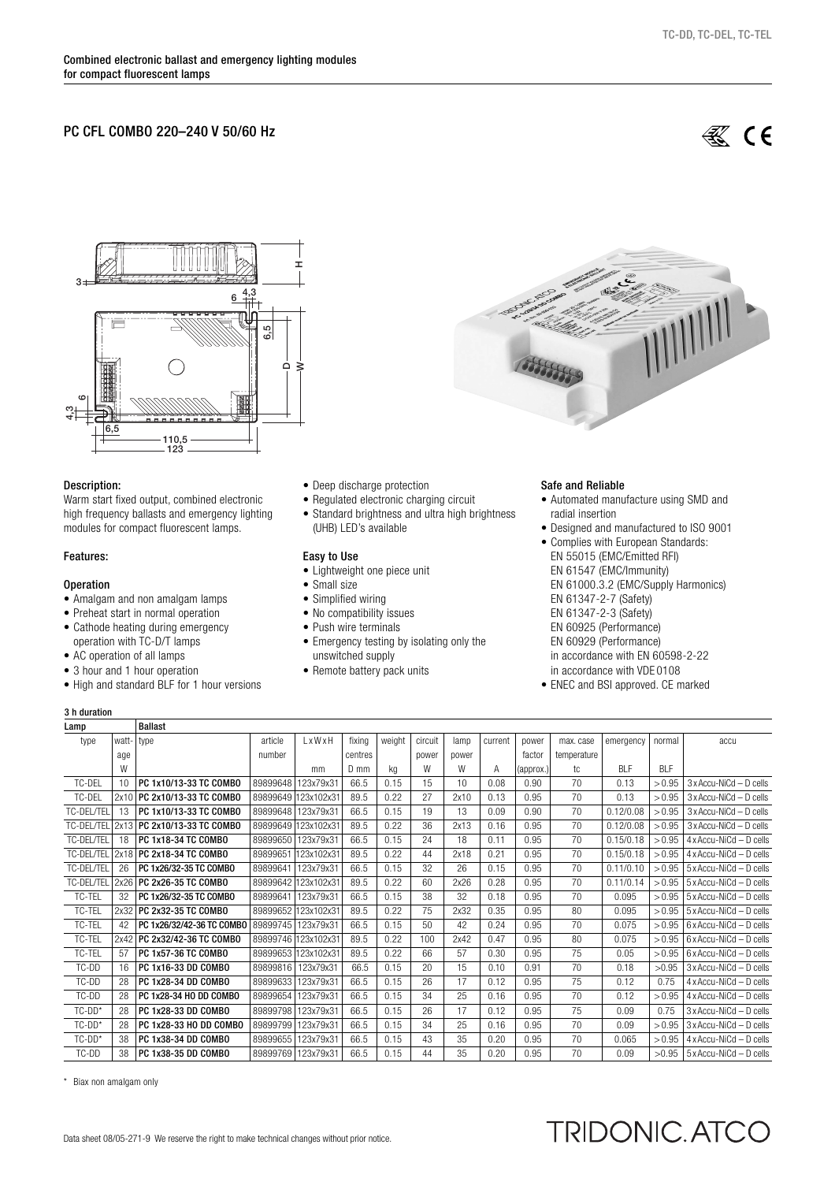Combined electronic ballast and emergency lighting modules for compact fluorescent lamps

## PC CFL COMBO 220–240 V 50/50 Hz

### Description:

Warm start fixed output, combined electronic high frequency ballasts and emergency lighting modules for compact fluorescent lamps.

### Features:

#### Operation

- Amalgam and non amalgam lamps
- Preheat start in normal operation
- Cathode heating during emergency operation with TC-D/T lamps
- AC operation of all lamps
- 3 hour and 1 hour operation
- High and standard BLF for 1 hour versions
- Deep discharge protection
- Regulated electronic charging circuit
- Standard brightness and ultra high brightness (UHB) LED's available

#### Easy to Use

- Lightweight one piece unit
- Small size
- Simplified wiring
- No compatibility issues
- Push wire terminals
- Emergency testing by isolating only the unswitched supply
- Remote battery pack units

#### Safe and Reliable

- Automated manufacture using SMD and radial insertion
- Designed and manufactured to ISO 9001
- Complies with European Standards:
  EN 55015 (EMC/Emitted RFI)
  EN 61547 (EMC/Immunity)
  EN 61000.3.2 (EMC/Supply Harmonics)
  EN 61347-2-7 (Safety)
  EN 61347-2-3 (Safety)
  EN 60925 (Performance)
  EN 60929 (Performance)
  in accordance with EN 60598-2-22
  in accordance with VDE 0108
- ENEC and BSI approved. CE marked

### 3 h duration

| Lamp | | Ballast | | | | | | | | | | | | | |
|---|---|---|---|---|---|---|---|---|---|---|---|---|---|---|---|
| type | wattage W | type | article number | LxWxH mm | fixing centres D mm | weight kg | circuit power W | lamp power W | current A | power factor (approx.) | max. case temperature tc | emergency BLF | normal BLF | accu |
| TC-DEL | 10 | PC 1x10/13-33 TC COMBO | 89899648 | 123x79x31 | 66.5 | 0.15 | 15 | 10 | 0.08 | 0.90 | 70 | 0.13 | > 0.95 | 3 x Accu-NiCd – D cells |
| TC-DEL | 2x10 | PC 2x10/13-33 TC COMBO | 89899649 | 123x102x31 | 89.5 | 0.22 | 27 | 2x10 | 0.13 | 0.95 | 70 | 0.13 | > 0.95 | 3 x Accu-NiCd – D cells |
| TC-DEL/TEL | 13 | PC 1x10/13-33 TC COMBO | 89899648 | 123x79x31 | 66.5 | 0.15 | 19 | 13 | 0.09 | 0.90 | 70 | 0.12/0.08 | > 0.95 | 3 x Accu-NiCd – D cells |
| TC-DEL/TEL | 2x13 | PC 2x10/13-33 TC COMBO | 89899649 | 123x102x31 | 89.5 | 0.22 | 36 | 2x13 | 0.16 | 0.95 | 70 | 0.12/0.08 | > 0.95 | 3 x Accu-NiCd – D cells |
| TC-DEL/TEL | 18 | PC 1x18-34 TC COMBO | 89899650 | 123x79x31 | 66.5 | 0.15 | 24 | 18 | 0.11 | 0.95 | 70 | 0.15/0.18 | > 0.95 | 4 x Accu-NiCd – D cells |
| TC-DEL/TEL | 2x18 | PC 2x18-34 TC COMBO | 89899651 | 123x102x31 | 89.5 | 0.22 | 44 | 2x18 | 0.21 | 0.95 | 70 | 0.15/0.18 | > 0.95 | 4 x Accu-NiCd – D cells |
| TC-DEL/TEL | 26 | PC 1x26/32-35 TC COMBO | 89899641 | 123x79x31 | 66.5 | 0.15 | 32 | 26 | 0.15 | 0.95 | 70 | 0.11/0.10 | > 0.95 | 5 x Accu-NiCd – D cells |
| TC-DEL/TEL | 2x26 | PC 2x26-35 TC COMBO | 89899642 | 123x102x31 | 89.5 | 0.22 | 60 | 2x26 | 0.28 | 0.95 | 70 | 0.11/0.14 | > 0.95 | 5 x Accu-NiCd – D cells |
| TC-TEL | 32 | PC 1x26/32-35 TC COMBO | 89899641 | 123x79x31 | 66.5 | 0.15 | 38 | 32 | 0.18 | 0.95 | 70 | 0.095 | > 0.95 | 5 x Accu-NiCd – D cells |
| TC-TEL | 2x32 | PC 2x32-35 TC COMBO | 89899652 | 123x102x31 | 89.5 | 0.22 | 75 | 2x32 | 0.35 | 0.95 | 80 | 0.095 | > 0.95 | 5 x Accu-NiCd – D cells |
| TC-TEL | 42 | PC 1x26/32/42-36 TC COMBO | 89899745 | 123x79x31 | 66.5 | 0.15 | 50 | 42 | 0.24 | 0.95 | 70 | 0.075 | > 0.95 | 6 x Accu-NiCd – D cells |
| TC-TEL | 2x42 | PC 2x32/42-36 TC COMBO | 89899746 | 123x102x31 | 89.5 | 0.22 | 100 | 2x42 | 0.47 | 0.95 | 80 | 0.075 | > 0.95 | 6 x Accu-NiCd – D cells |
| TC-TEL | 57 | PC 1x57-36 TC COMBO | 89899653 | 123x102x31 | 89.5 | 0.22 | 66 | 57 | 0.30 | 0.95 | 75 | 0.05 | > 0.95 | 6 x Accu-NiCd – D cells |
| TC-DD | 16 | PC 1x16-33 DD COMBO | 89899816 | 123x79x31 | 66.5 | 0.15 | 20 | 15 | 0.10 | 0.91 | 70 | 0.18 | >0.95 | 3 x Accu-NiCd – D cells |
| TC-DD | 28 | PC 1x28-34 DD COMBO | 89899633 | 123x79x31 | 66.5 | 0.15 | 26 | 17 | 0.12 | 0.95 | 75 | 0.12 | 0.75 | 4 x Accu-NiCd – D cells |
| TC-DD | 28 | PC 1x28-34 HO DD COMBO | 89899654 | 123x79x31 | 66.5 | 0.15 | 34 | 25 | 0.16 | 0.95 | 70 | 0.12 | > 0.95 | 4 x Accu-NiCd – D cells |
| TC-DD* | 28 | PC 1x28-33 DD COMBO | 89899798 | 123x79x31 | 66.5 | 0.15 | 26 | 17 | 0.12 | 0.95 | 75 | 0.09 | 0.75 | 3 x Accu-NiCd – D cells |
| TC-DD* | 28 | PC 1x28-33 HO DD COMBO | 89899799 | 123x79x31 | 66.5 | 0.15 | 34 | 25 | 0.16 | 0.95 | 70 | 0.09 | > 0.95 | 3 x Accu-NiCd – D cells |
| TC-DD* | 38 | PC 1x38-34 DD COMBO | 89899655 | 123x79x31 | 66.5 | 0.15 | 43 | 35 | 0.20 | 0.95 | 70 | 0.065 | > 0.95 | 4 x Accu-NiCd – D cells |
| TC-DD | 38 | PC 1x38-35 DD COMBO | 89899769 | 123x79x31 | 66.5 | 0.15 | 44 | 35 | 0.20 | 0.95 | 70 | 0.09 | >0.95 | 5 x Accu-NiCd – D cells |

* Biax non amalgam only

Data sheet 08/05-271-9 We reserve the right to make technical changes without prior notice.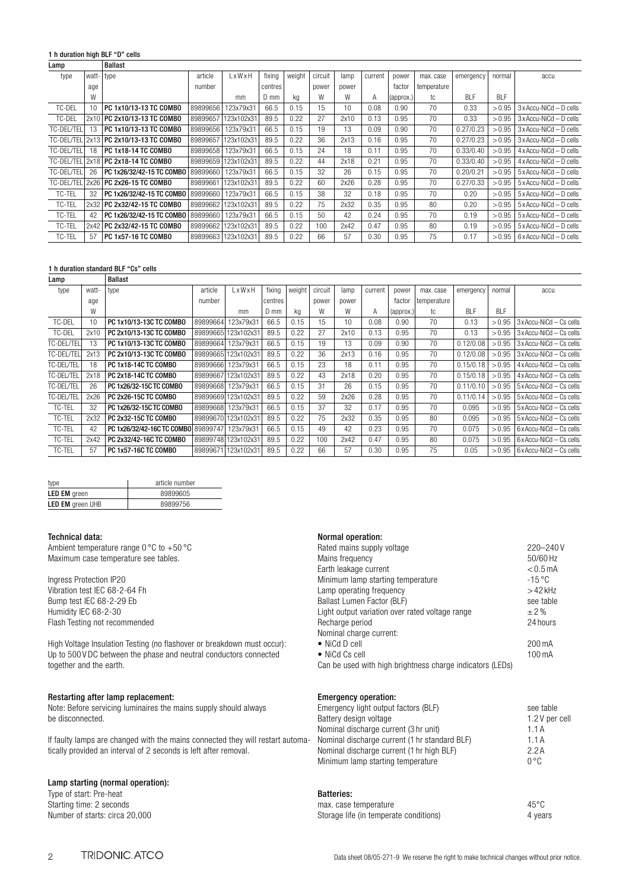**1 h duration high BLF "D" cells**

| Lamp | | Ballast | | | | | | | | | | | | |
|---|---|---|---|---|---|---|---|---|---|---|---|---|---|---|
| type | wattage | type | article number | LxWxH | fixing centres | weight | circuit power | lamp power | current | power factor | max. case temperature | emergency | normal | accu |
| | W | | | mm | D mm | kg | W | W | A | (approx.) | tc | BLF | BLF | |
| TC-DEL | 10 | PC 1x10/13-13 TC COMBO | 89899656 | 123x79x31 | 66.5 | 0.15 | 15 | 10 | 0.08 | 0.90 | 70 | 0.33 | > 0.95 | 3 x Accu-NiCd – D cells |
| TC-DEL | 2x10 | PC 2x10/13-13 TC COMBO | 89899657 | 123x102x31 | 89.5 | 0.22 | 27 | 2x10 | 0.13 | 0.95 | 70 | 0.33 | > 0.95 | 3 x Accu-NiCd – D cells |
| TC-DEL/TEL | 13 | PC 1x10/13-13 TC COMBO | 89899656 | 123x79x31 | 66.5 | 0.15 | 19 | 13 | 0.09 | 0.90 | 70 | 0.27/0.23 | > 0.95 | 3 x Accu-NiCd – D cells |
| TC-DEL/TEL | 2x13 | PC 2x10/13-13 TC COMBO | 89899657 | 123x102x31 | 89.5 | 0.22 | 36 | 2x13 | 0.16 | 0.95 | 70 | 0.27/0.23 | > 0.95 | 3 x Accu-NiCd – D cells |
| TC-DEL/TEL | 18 | PC 1x18-14 TC COMBO | 89899658 | 123x79x31 | 66.5 | 0.15 | 24 | 18 | 0.11 | 0.95 | 70 | 0.33/0.40 | > 0.95 | 4 x Accu-NiCd – D cells |
| TC-DEL/TEL | 2x18 | PC 2x18-14 TC COMBO | 89899659 | 123x102x31 | 89.5 | 0.22 | 44 | 2x18 | 0.21 | 0.95 | 70 | 0.33/0.40 | > 0.95 | 4 x Accu-NiCd – D cells |
| TC-DEL/TEL | 26 | PC 1x26/32/42-15 TC COMBO | 89899660 | 123x79x31 | 66.5 | 0.15 | 32 | 26 | 0.15 | 0.95 | 70 | 0.20/0.21 | > 0.95 | 5 x Accu-NiCd – D cells |
| TC-DEL/TEL | 2x26 | PC 2x26-15 TC COMBO | 89899661 | 123x102x31 | 89.5 | 0.22 | 60 | 2x26 | 0.28 | 0.95 | 70 | 0.27/0.33 | > 0.95 | 5 x Accu-NiCd – D cells |
| TC-TEL | 32 | PC 1x26/32/42-15 TC COMBO | 89899660 | 123x79x31 | 66.5 | 0.15 | 38 | 32 | 0.18 | 0.95 | 70 | 0.20 | > 0.95 | 5 x Accu-NiCd – D cells |
| TC-TEL | 2x32 | PC 2x32/42-15 TC COMBO | 89899662 | 123x102x31 | 89.5 | 0.22 | 75 | 2x32 | 0.35 | 0.95 | 80 | 0.20 | > 0.95 | 5 x Accu-NiCd – D cells |
| TC-TEL | 42 | PC 1x26/32/42-15 TC COMBO | 89899660 | 123x79x31 | 66.5 | 0.15 | 50 | 42 | 0.24 | 0.95 | 70 | 0.19 | > 0.95 | 5 x Accu-NiCd – D cells |
| TC-TEL | 2x42 | PC 2x32/42-15 TC COMBO | 89899662 | 123x102x31 | 89.5 | 0.22 | 100 | 2x42 | 0.47 | 0.95 | 80 | 0.19 | > 0.95 | 5 x Accu-NiCd – D cells |
| TC-TEL | 57 | PC 1x57-16 TC COMBO | 89899663 | 123x102x31 | 89.5 | 0.22 | 66 | 57 | 0.30 | 0.95 | 75 | 0.17 | > 0.95 | 6 x Accu-NiCd – D cells |

**1 h duration standard BLF "Cs" cells**

| Lamp | | Ballast | | | | | | | | | | | | |
|---|---|---|---|---|---|---|---|---|---|---|---|---|---|---|
| type | wattage | type | article number | LxWxH | fixing centres | weight | circuit power | lamp power | current | power factor | max. case temperature | emergency | normal | accu |
| | W | | | mm | D mm | kg | W | W | A | (approx.) | tc | BLF | BLF | |
| TC-DEL | 10 | PC 1x10/13-13C TC COMBO | 89899664 | 123x79x31 | 66.5 | 0.15 | 15 | 10 | 0.08 | 0.90 | 70 | 0.13 | > 0.95 | 3 x Accu-NiCd – Cs cells |
| TC-DEL | 2x10 | PC 2x10/13-13C TC COMBO | 89899665 | 123x102x31 | 89.5 | 0.22 | 27 | 2x10 | 0.13 | 0.95 | 70 | 0.13 | > 0.95 | 3 x Accu-NiCd – Cs cells |
| TC-DEL/TEL | 13 | PC 1x10/13-13C TC COMBO | 89899664 | 123x79x31 | 66.5 | 0.15 | 19 | 13 | 0.09 | 0.90 | 70 | 0.12/0.08 | > 0.95 | 3 x Accu-NiCd – Cs cells |
| TC-DEL/TEL | 2x13 | PC 2x10/13-13C TC COMBO | 89899665 | 123x102x31 | 89.5 | 0.22 | 36 | 2x13 | 0.16 | 0.95 | 70 | 0.12/0.08 | > 0.95 | 3 x Accu-NiCd – Cs cells |
| TC-DEL/TEL | 18 | PC 1x18-14C TC COMBO | 89899666 | 123x79x31 | 66.5 | 0.15 | 23 | 18 | 0.11 | 0.95 | 70 | 0.15/0.18 | > 0.95 | 4 x Accu-NiCd – Cs cells |
| TC-DEL/TEL | 2x18 | PC 2x18-14C TC COMBO | 89899667 | 123x102x31 | 89.5 | 0.22 | 43 | 2x18 | 0.20 | 0.95 | 70 | 0.15/0.18 | > 0.95 | 4 x Accu-NiCd – Cs cells |
| TC-DEL/TEL | 26 | PC 1x26/32-15C TC COMBO | 89899668 | 123x79x31 | 66.5 | 0.15 | 31 | 26 | 0.15 | 0.95 | 70 | 0.11/0.10 | > 0.95 | 5 x Accu-NiCd – Cs cells |
| TC-DEL/TEL | 2x26 | PC 2x26-15C TC COMBO | 89899669 | 123x102x31 | 89.5 | 0.22 | 59 | 2x26 | 0.28 | 0.95 | 70 | 0.11/0.14 | > 0.95 | 5 x Accu-NiCd – Cs cells |
| TC-TEL | 32 | PC 1x26/32-15C TC COMBO | 89899668 | 123x79x31 | 66.5 | 0.15 | 37 | 32 | 0.17 | 0.95 | 70 | 0.095 | > 0.95 | 5 x Accu-NiCd – Cs cells |
| TC-TEL | 2x32 | PC 2x32-15C TC COMBO | 89899670 | 123x102x31 | 89.5 | 0.22 | 75 | 2x32 | 0.35 | 0.95 | 80 | 0.095 | > 0.95 | 5 x Accu-NiCd – Cs cells |
| TC-TEL | 42 | PC 1x26/32/42-16C TC COMBO | 89899747 | 123x79x31 | 66.5 | 0.15 | 49 | 42 | 0.23 | 0.95 | 70 | 0.075 | > 0.95 | 6 x Accu-NiCd – Cs cells |
| TC-TEL | 2x42 | PC 2x32/42-16C TC COMBO | 89899748 | 123x102x31 | 89.5 | 0.22 | 100 | 2x42 | 0.47 | 0.95 | 80 | 0.075 | > 0.95 | 6 x Accu-NiCd – Cs cells |
| TC-TEL | 57 | PC 1x57-16C TC COMBO | 89899671 | 123x102x31 | 89.5 | 0.22 | 66 | 57 | 0.30 | 0.95 | 75 | 0.05 | > 0.95 | 6 x Accu-NiCd – Cs cells |

| type | article number |
|---|---|
| **LED EM** green | 89899605 |
| **LED EM** green UHB | 89899756 |

**Technical data:**

Ambient temperature range 0 °C to +50 °C
Maximum case temperature see tables.

Ingress Protection IP20
Vibration test IEC 68-2-64 Fh
Bump test IEC 68-2-29 Eb
Humidity IEC 68-2-30
Flash Testing not recommended

High Voltage Insulation Testing (no flashover or breakdown must occur):
Up to 500 V DC between the phase and neutral conductors connected together and the earth.

**Restarting after lamp replacement:**

Note: Before servicing luminaires the mains supply should always be disconnected.

If faulty lamps are changed with the mains connected they will restart automatically provided an interval of 2 seconds is left after removal.

**Lamp starting (normal operation):**

Type of start: Pre-heat
Starting time: 2 seconds
Number of starts: circa 20,000

**Normal operation:**

| | |
|---|---|
| Rated mains supply voltage | 220–240 V |
| Mains frequency | 50/60 Hz |
| Earth leakage current | < 0.5 mA |
| Minimum lamp starting temperature | -15 °C |
| Lamp operating frequency | > 42 kHz |
| Ballast Lumen Factor (BLF) | see table |
| Light output variation over rated voltage range | ± 2 % |
| Recharge period | 24 hours |
| Nominal charge current: | |
| • NiCd D cell | 200 mA |
| • NiCd Cs cell | 100 mA |

Can be used with high brightness charge indicators (LEDs)

**Emergency operation:**

| | |
|---|---|
| Emergency light output factors (BLF) | see table |
| Battery design voltage | 1.2 V per cell |
| Nominal discharge current (3 hr unit) | 1.1 A |
| Nominal discharge current (1 hr standard BLF) | 1.1 A |
| Nominal discharge current (1 hr high BLF) | 2.2 A |
| Minimum lamp starting temperature | 0 °C |

**Batteries:**

| | |
|---|---|
| max. case temperature | 45°C |
| Storage life (in temperate conditions) | 4 years |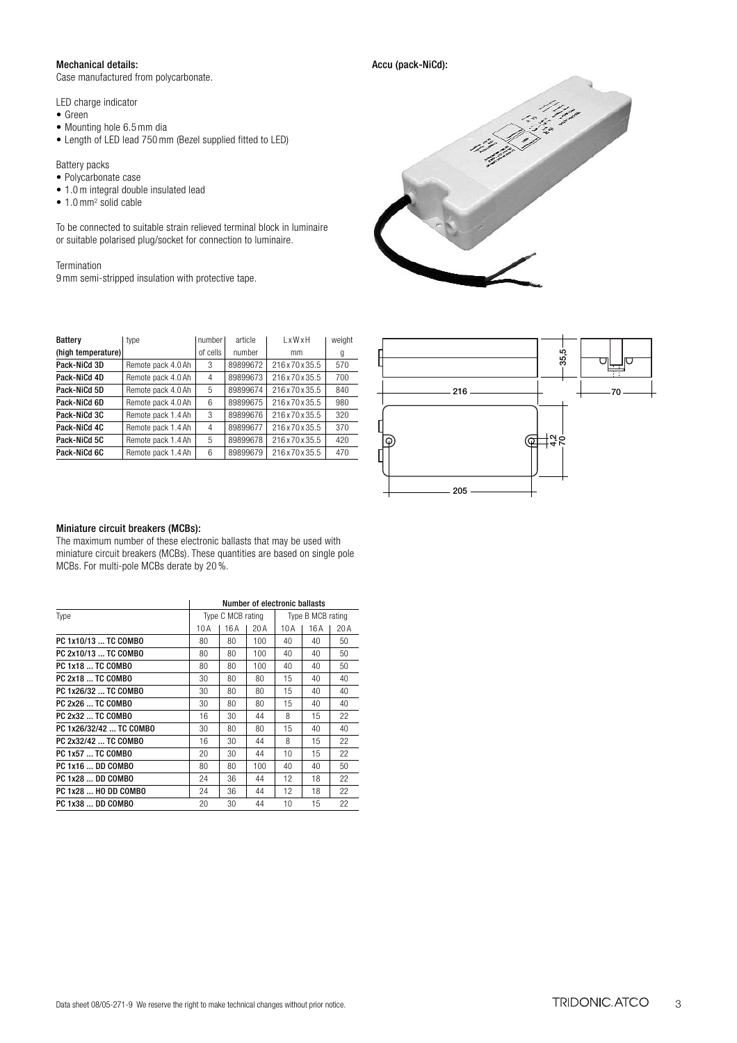**Mechanical details:**
Case manufactured from polycarbonate.

LED charge indicator
- Green
- Mounting hole 6.5 mm dia
- Length of LED lead 750 mm (Bezel supplied fitted to LED)

Battery packs
- Polycarbonate case
- 1.0 m integral double insulated lead
- 1.0 mm² solid cable

To be connected to suitable strain relieved terminal block in luminaire or suitable polarised plug/socket for connection to luminaire.

Termination
9 mm semi-stripped insulation with protective tape.

**Accu (pack-NiCd):**

| Battery (high temperature) | type | number of cells | article number | LxWxH mm | weight g |
|---|---|---|---|---|---|
| Pack-NiCd 3D | Remote pack 4.0 Ah | 3 | 89899672 | 216x70x35.5 | 570 |
| Pack-NiCd 4D | Remote pack 4.0 Ah | 4 | 89899673 | 216x70x35.5 | 700 |
| Pack-NiCd 5D | Remote pack 4.0 Ah | 5 | 89899674 | 216x70x35.5 | 840 |
| Pack-NiCd 6D | Remote pack 4.0 Ah | 6 | 89899675 | 216x70x35.5 | 980 |
| Pack-NiCd 3C | Remote pack 1.4 Ah | 3 | 89899676 | 216x70x35.5 | 320 |
| Pack-NiCd 4C | Remote pack 1.4 Ah | 4 | 89899677 | 216x70x35.5 | 370 |
| Pack-NiCd 5C | Remote pack 1.4 Ah | 5 | 89899678 | 216x70x35.5 | 420 |
| Pack-NiCd 6C | Remote pack 1.4 Ah | 6 | 89899679 | 216x70x35.5 | 470 |

**Miniature circuit breakers (MCBs):**
The maximum number of these electronic ballasts that may be used with miniature circuit breakers (MCBs). These quantities are based on single pole MCBs. For multi-pole MCBs derate by 20 %.

| | Number of electronic ballasts | | | | | |
|---|---|---|---|---|---|---|
| Type | Type C MCB rating | | | Type B MCB rating | | |
| | 10 A | 16 A | 20 A | 10 A | 16 A | 20 A |
| PC 1x10/13 ... TC COMBO | 80 | 80 | 100 | 40 | 40 | 50 |
| PC 2x10/13 ... TC COMBO | 80 | 80 | 100 | 40 | 40 | 50 |
| PC 1x18 ... TC COMBO | 80 | 80 | 100 | 40 | 40 | 50 |
| PC 2x18 ... TC COMBO | 30 | 80 | 80 | 15 | 40 | 40 |
| PC 1x26/32 ... TC COMBO | 30 | 80 | 80 | 15 | 40 | 40 |
| PC 2x26 ... TC COMBO | 30 | 80 | 80 | 15 | 40 | 40 |
| PC 2x32 ... TC COMBO | 16 | 30 | 44 | 8 | 15 | 22 |
| PC 1x26/32/42 ... TC COMBO | 30 | 80 | 80 | 15 | 40 | 40 |
| PC 2x32/42 ... TC COMBO | 16 | 30 | 44 | 8 | 15 | 22 |
| PC 1x57 ... TC COMBO | 20 | 30 | 44 | 10 | 15 | 22 |
| PC 1x16 ... DD COMBO | 80 | 80 | 100 | 40 | 40 | 50 |
| PC 1x28 ... DD COMBO | 24 | 36 | 44 | 12 | 18 | 22 |
| PC 1x28 ... HO DD COMBO | 24 | 36 | 44 | 12 | 18 | 22 |
| PC 1x38 ... DD COMBO | 20 | 30 | 44 | 10 | 15 | 22 |

Data sheet 08/05-271-9 We reserve the right to make technical changes without prior notice.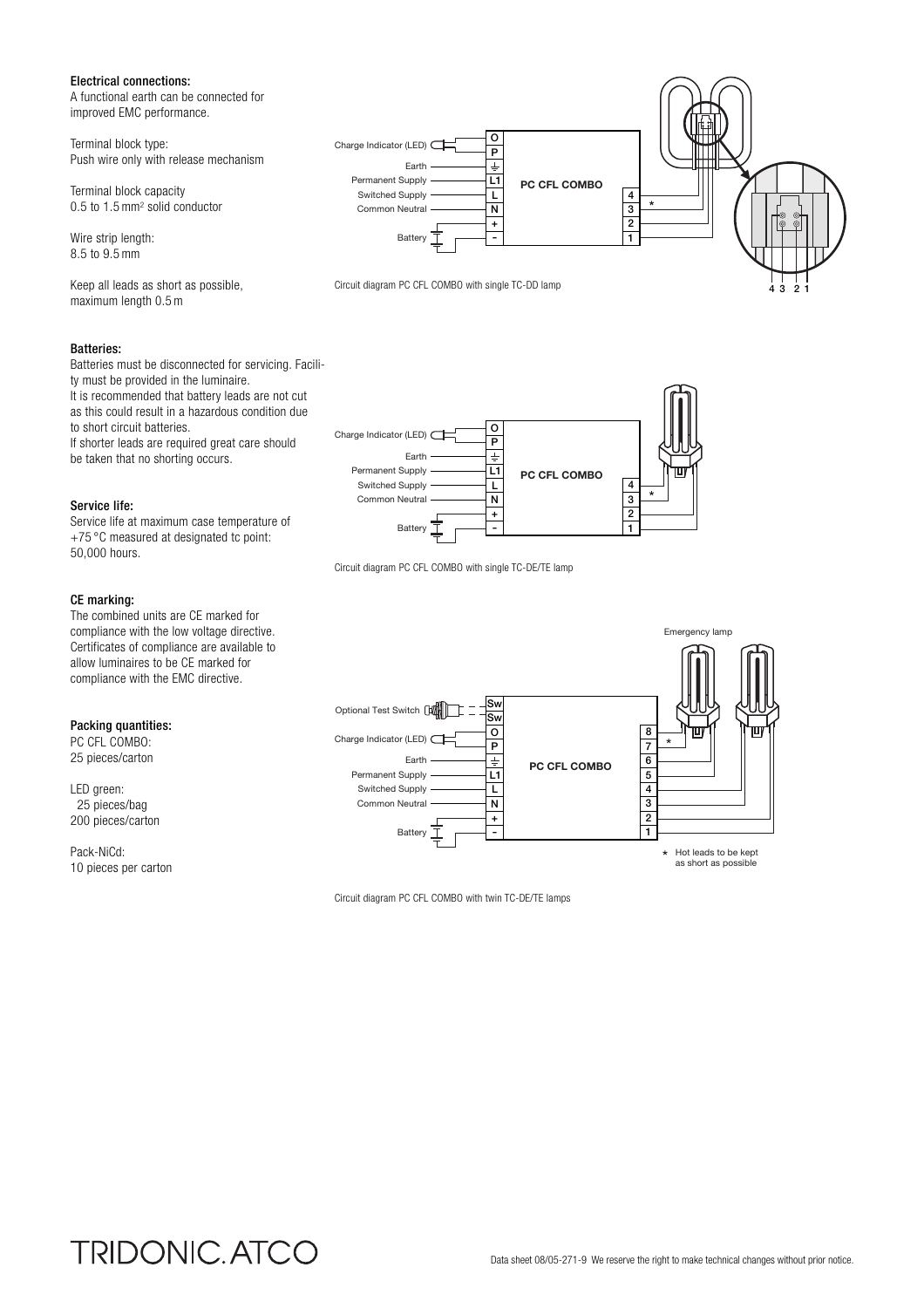**Electrical connections:**
A functional earth can be connected for improved EMC performance.

Terminal block type:
Push wire only with release mechanism

Terminal block capacity
0.5 to 1.5 mm² solid conductor

Wire strip length:
8.5 to 9.5 mm

Keep all leads as short as possible, maximum length 0.5 m

**Batteries:**
Batteries must be disconnected for servicing. Facility must be provided in the luminaire.
It is recommended that battery leads are not cut as this could result in a hazardous condition due to short circuit batteries.
If shorter leads are required great care should be taken that no shorting occurs.

**Service life:**
Service life at maximum case temperature of +75 °C measured at designated tc point: 50,000 hours.

**CE marking:**
The combined units are CE marked for compliance with the low voltage directive. Certificates of compliance are available to allow luminaires to be CE marked for compliance with the EMC directive.

**Packing quantities:**
PC CFL COMBO:
25 pieces/carton

LED green:
25 pieces/bag
200 pieces/carton

Pack-NiCd:
10 pieces per carton

Charge Indicator (LED)
Earth
Permanent Supply
Switched Supply
Common Neutral
Battery
O P ⏚ L1 L N + -
PC CFL COMBO
4 3 2 1
*
4 3 2 1

Circuit diagram PC CFL COMBO with single TC-DD lamp

Charge Indicator (LED)
Earth
Permanent Supply
Switched Supply
Common Neutral
Battery
O P ⏚ L1 L N + -
PC CFL COMBO
4 3 2 1
*

Circuit diagram PC CFL COMBO with single TC-DE/TE lamp

Emergency lamp
Optional Test Switch
Charge Indicator (LED)
Earth
Permanent Supply
Switched Supply
Common Neutral
Battery
Sw Sw O P ⏚ L1 L N + -
PC CFL COMBO
8 7 6 5 4 3 2 1
*

* Hot leads to be kept as short as possible

Circuit diagram PC CFL COMBO with twin TC-DE/TE lamps

TRIDONIC.ATCO

Data sheet 08/05-271-9 We reserve the right to make technical changes without prior notice.